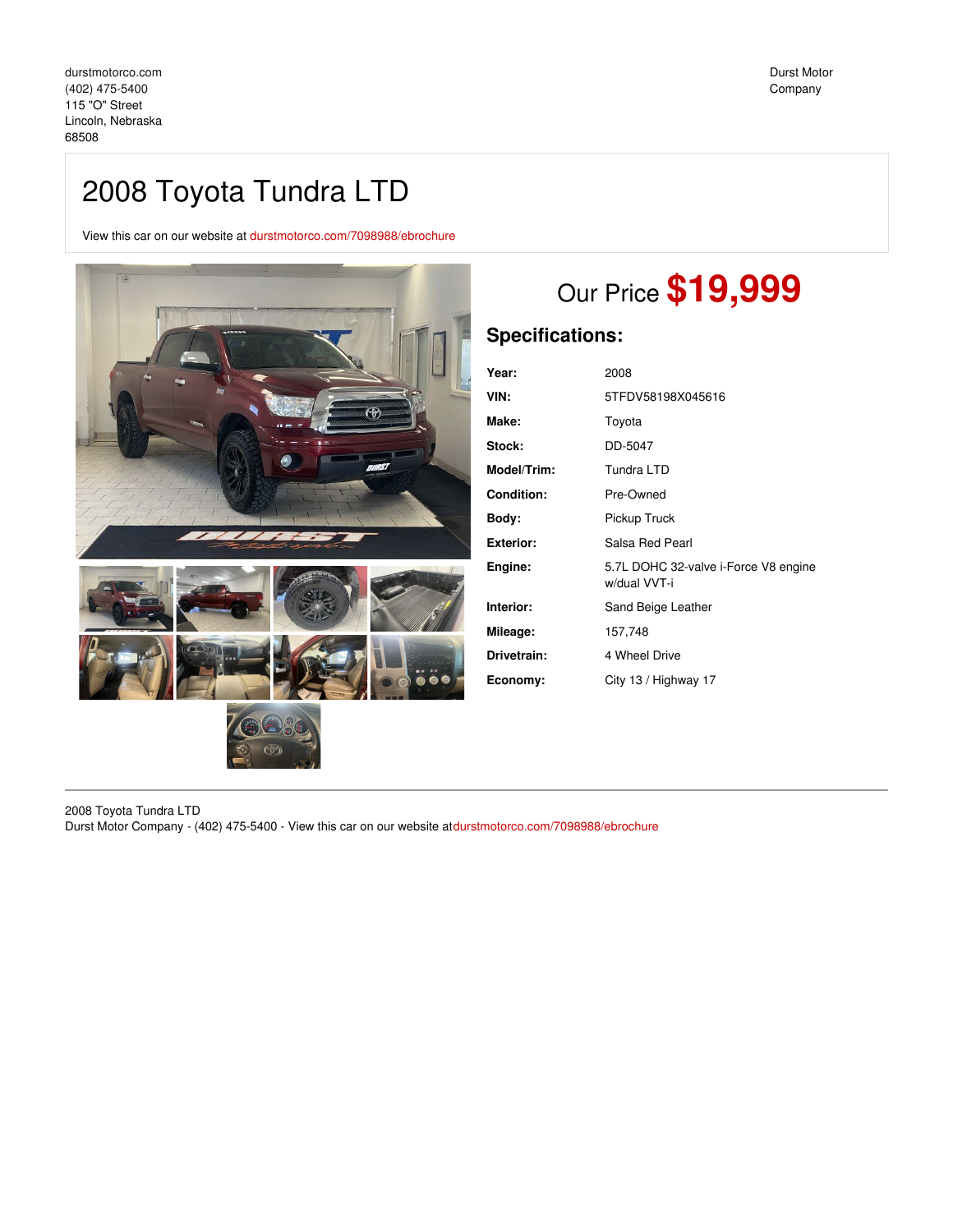durstmotorco.com
(402) 475-5400
115 "O" Street
Lincoln, Nebraska
68508

Durst Motor Company

# 2008 Toyota Tundra LTD

View this car on our website at durstmotorco.com/7098988/ebrochure

## Our Price **$19,999**

## Specifications:

| | |
|---|---|
| **Year:** | 2008 |
| **VIN:** | 5TFDV58198X045616 |
| **Make:** | Toyota |
| **Stock:** | DD-5047 |
| **Model/Trim:** | Tundra LTD |
| **Condition:** | Pre-Owned |
| **Body:** | Pickup Truck |
| **Exterior:** | Salsa Red Pearl |
| **Engine:** | 5.7L DOHC 32-valve i-Force V8 engine w/dual VVT-i |
| **Interior:** | Sand Beige Leather |
| **Mileage:** | 157,748 |
| **Drivetrain:** | 4 Wheel Drive |
| **Economy:** | City 13 / Highway 17 |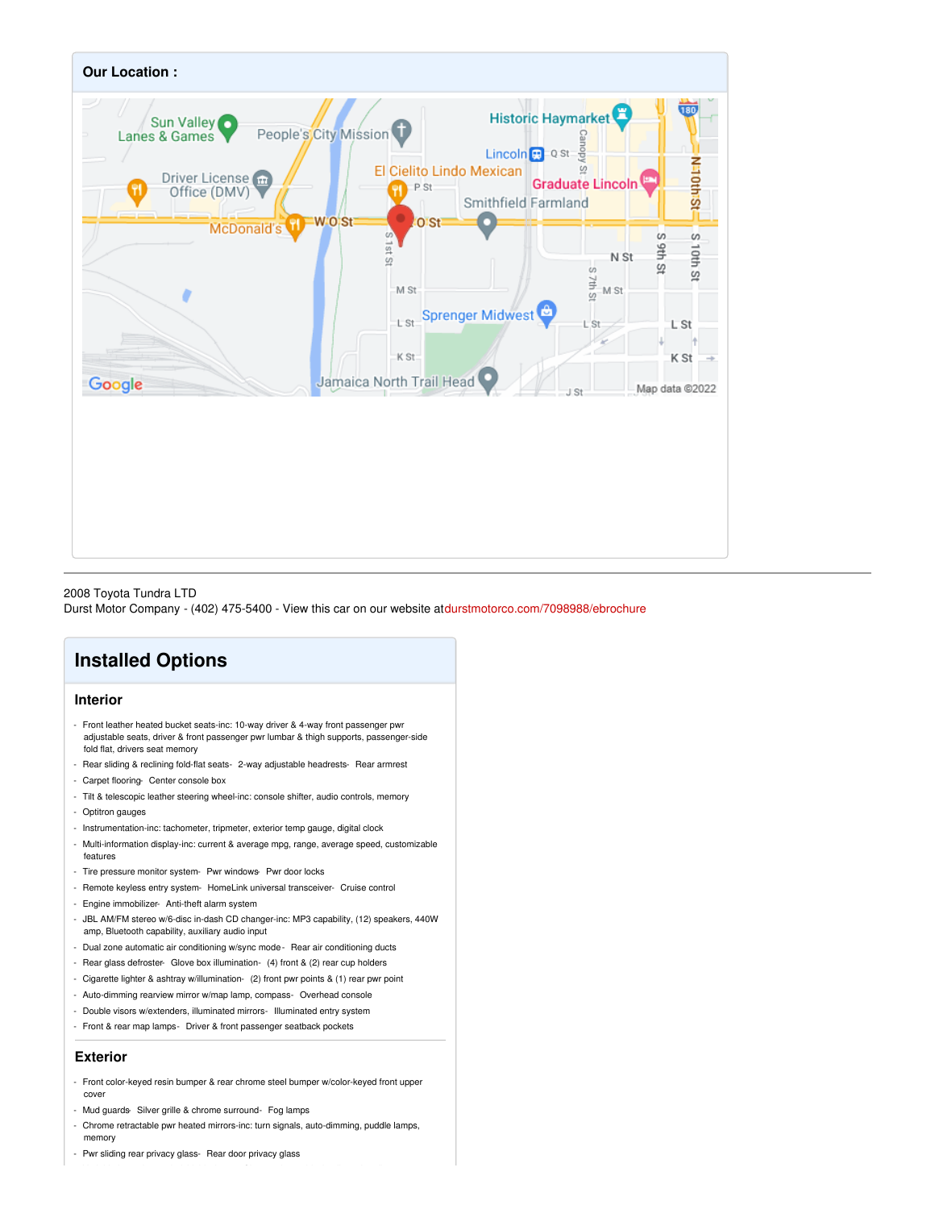## Our Location :

2008 Toyota Tundra LTD
Durst Motor Company - (402) 475-5400 - View this car on our website atdurstmotorco.com/7098988/ebrochure

# Installed Options

### Interior

- Front leather heated bucket seats-inc: 10-way driver & 4-way front passenger pwr adjustable seats, driver & front passenger pwr lumbar & thigh supports, passenger-side fold flat, drivers seat memory
- Rear sliding & reclining fold-flat seats- 2-way adjustable headrests- Rear armrest
- Carpet flooring- Center console box
- Tilt & telescopic leather steering wheel-inc: console shifter, audio controls, memory
- Optitron gauges
- Instrumentation-inc: tachometer, tripmeter, exterior temp gauge, digital clock
- Multi-information display-inc: current & average mpg, range, average speed, customizable features
- Tire pressure monitor system- Pwr windows- Pwr door locks
- Remote keyless entry system- HomeLink universal transceiver- Cruise control
- Engine immobilizer- Anti-theft alarm system
- JBL AM/FM stereo w/6-disc in-dash CD changer-inc: MP3 capability, (12) speakers, 440W amp, Bluetooth capability, auxiliary audio input
- Dual zone automatic air conditioning w/sync mode- Rear air conditioning ducts
- Rear glass defroster- Glove box illumination- (4) front & (2) rear cup holders
- Cigarette lighter & ashtray w/illumination- (2) front pwr points & (1) rear pwr point
- Auto-dimming rearview mirror w/map lamp, compass- Overhead console
- Double visors w/extenders, illuminated mirrors- Illuminated entry system
- Front & rear map lamps- Driver & front passenger seatback pockets

### Exterior

- Front color-keyed resin bumper & rear chrome steel bumper w/color-keyed front upper cover
- Mud guards- Silver grille & chrome surround- Fog lamps
- Chrome retractable pwr heated mirrors-inc: turn signals, auto-dimming, puddle lamps, memory
- Pwr sliding rear privacy glass- Rear door privacy glass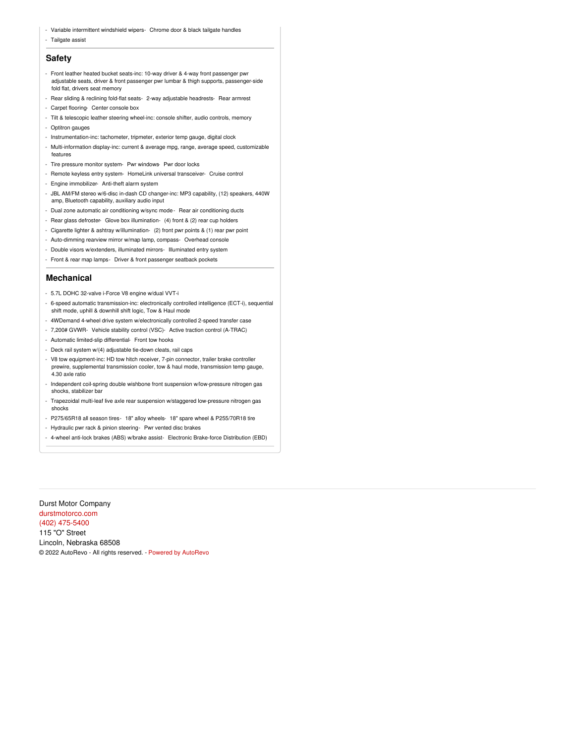- Variable intermittent windshield wipers- Chrome door & black tailgate handles
- Tailgate assist

## Safety

- Front leather heated bucket seats-inc: 10-way driver & 4-way front passenger pwr adjustable seats, driver & front passenger pwr lumbar & thigh supports, passenger-side fold flat, drivers seat memory
- Rear sliding & reclining fold-flat seats- 2-way adjustable headrests- Rear armrest
- Carpet flooring- Center console box
- Tilt & telescopic leather steering wheel-inc: console shifter, audio controls, memory
- Optitron gauges
- Instrumentation-inc: tachometer, tripmeter, exterior temp gauge, digital clock
- Multi-information display-inc: current & average mpg, range, average speed, customizable features
- Tire pressure monitor system- Pwr windows- Pwr door locks
- Remote keyless entry system- HomeLink universal transceiver- Cruise control
- Engine immobilizer- Anti-theft alarm system
- JBL AM/FM stereo w/6-disc in-dash CD changer-inc: MP3 capability, (12) speakers, 440W amp, Bluetooth capability, auxiliary audio input
- Dual zone automatic air conditioning w/sync mode- Rear air conditioning ducts
- Rear glass defroster- Glove box illumination- (4) front & (2) rear cup holders
- Cigarette lighter & ashtray w/illumination- (2) front pwr points & (1) rear pwr point
- Auto-dimming rearview mirror w/map lamp, compass- Overhead console
- Double visors w/extenders, illuminated mirrors- Illuminated entry system
- Front & rear map lamps- Driver & front passenger seatback pockets

## Mechanical

- 5.7L DOHC 32-valve i-Force V8 engine w/dual VVT-i
- 6-speed automatic transmission-inc: electronically controlled intelligence (ECT-i), sequential shift mode, uphill & downhill shift logic, Tow & Haul mode
- 4WDemand 4-wheel drive system w/electronically controlled 2-speed transfer case
- 7,200# GVWR- Vehicle stability control (VSC)- Active traction control (A-TRAC)
- Automatic limited-slip differential- Front tow hooks
- Deck rail system w/(4) adjustable tie-down cleats, rail caps
- V8 tow equipment-inc: HD tow hitch receiver, 7-pin connector, trailer brake controller prewire, supplemental transmission cooler, tow & haul mode, transmission temp gauge, 4.30 axle ratio
- Independent coil-spring double wishbone front suspension w/low-pressure nitrogen gas shocks, stabilizer bar
- Trapezoidal multi-leaf live axle rear suspension w/staggered low-pressure nitrogen gas shocks
- P275/65R18 all season tires- 18" alloy wheels- 18" spare wheel & P255/70R18 tire
- Hydraulic pwr rack & pinion steering- Pwr vented disc brakes
- 4-wheel anti-lock brakes (ABS) w/brake assist- Electronic Brake-force Distribution (EBD)

---

Durst Motor Company
durstmotorco.com
(402) 475-5400
115 "O" Street
Lincoln, Nebraska 68508
© 2022 AutoRevo - All rights reserved. - Powered by AutoRevo